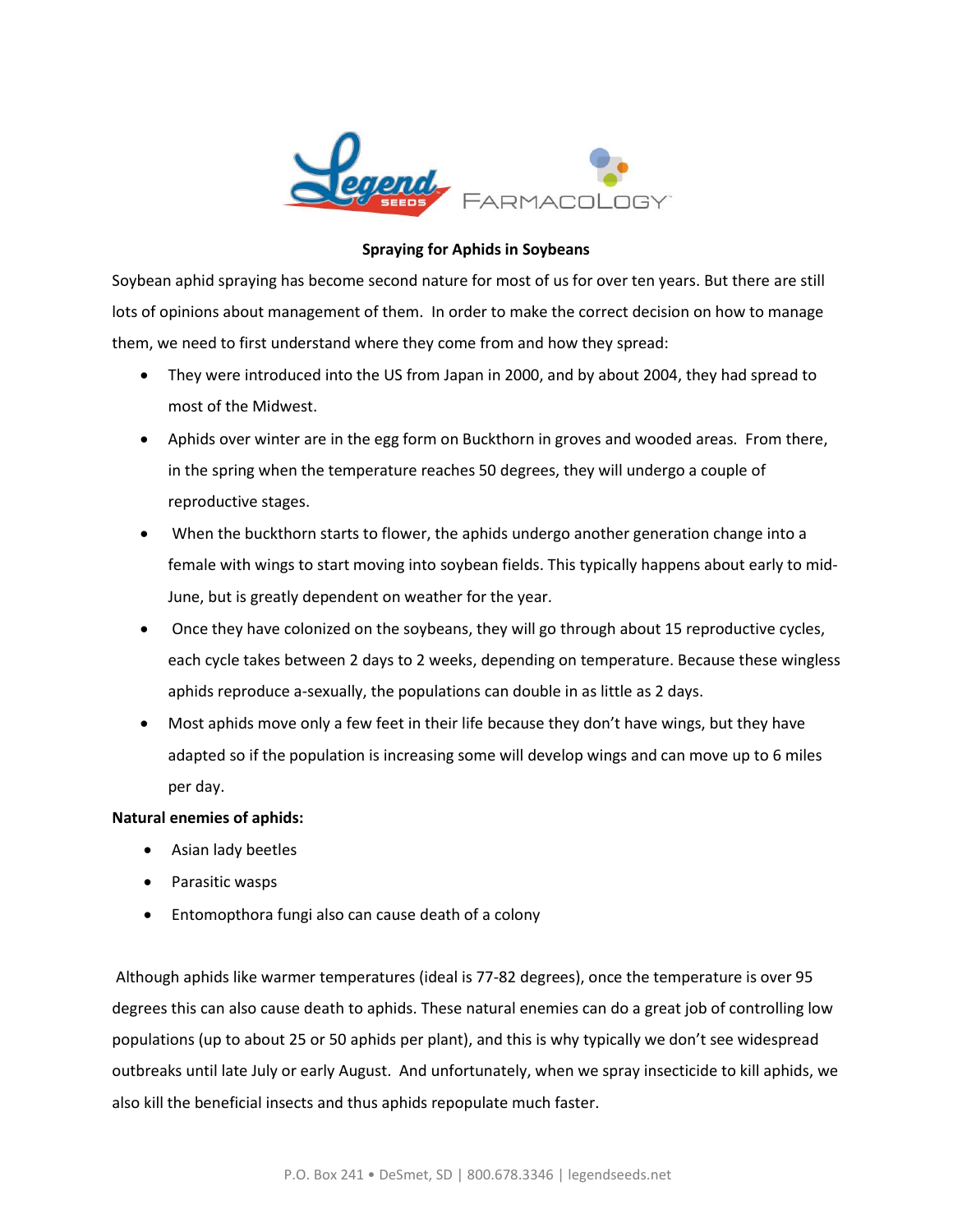# Spraying for Aphids in Soybeans

Soybean aphid spraying has become second nature for most of us for over ten years. But there are still lots of opinions about management of them. In order to make the correct decision on how to manage them, we need to first understand where they come from and how they spread:

- They were introduced into the US from Japan in 2000, and by about 2004, they had spread to most of the Midwest.
- Aphids over winter are in the egg form on Buckthorn in groves and wooded areas. From there, in the spring when the temperature reaches 50 degrees, they will undergo a couple of reproductive stages.
- When the buckthorn starts to flower, the aphids undergo another generation change into a female with wings to start moving into soybean fields. This typically happens about early to mid-June, but is greatly dependent on weather for the year.
- Once they have colonized on the soybeans, they will go through about 15 reproductive cycles, each cycle takes between 2 days to 2 weeks, depending on temperature. Because these wingless aphids reproduce a-sexually, the populations can double in as little as 2 days.
- Most aphids move only a few feet in their life because they don't have wings, but they have adapted so if the population is increasing some will develop wings and can move up to 6 miles per day.

**Natural enemies of aphids:**

- Asian lady beetles
- Parasitic wasps
- Entomopthora fungi also can cause death of a colony

Although aphids like warmer temperatures (ideal is 77-82 degrees), once the temperature is over 95 degrees this can also cause death to aphids. These natural enemies can do a great job of controlling low populations (up to about 25 or 50 aphids per plant), and this is why typically we don't see widespread outbreaks until late July or early August. And unfortunately, when we spray insecticide to kill aphids, we also kill the beneficial insects and thus aphids repopulate much faster.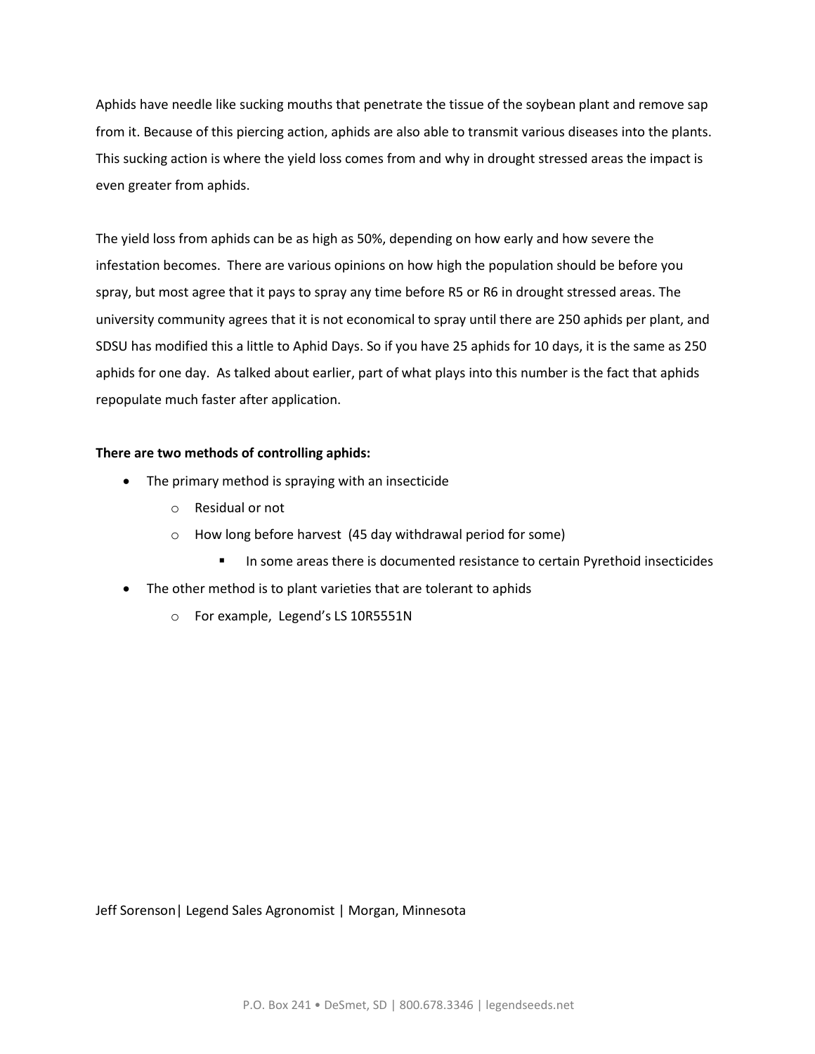Aphids have needle like sucking mouths that penetrate the tissue of the soybean plant and remove sap from it. Because of this piercing action, aphids are also able to transmit various diseases into the plants. This sucking action is where the yield loss comes from and why in drought stressed areas the impact is even greater from aphids.

The yield loss from aphids can be as high as 50%, depending on how early and how severe the infestation becomes. There are various opinions on how high the population should be before you spray, but most agree that it pays to spray any time before R5 or R6 in drought stressed areas. The university community agrees that it is not economical to spray until there are 250 aphids per plant, and SDSU has modified this a little to Aphid Days. So if you have 25 aphids for 10 days, it is the same as 250 aphids for one day. As talked about earlier, part of what plays into this number is the fact that aphids repopulate much faster after application.

**There are two methods of controlling aphids:**

- The primary method is spraying with an insecticide
  - Residual or not
  - How long before harvest (45 day withdrawal period for some)
    - In some areas there is documented resistance to certain Pyrethoid insecticides
- The other method is to plant varieties that are tolerant to aphids
  - For example, Legend's LS 10R5551N

Jeff Sorenson| Legend Sales Agronomist | Morgan, Minnesota